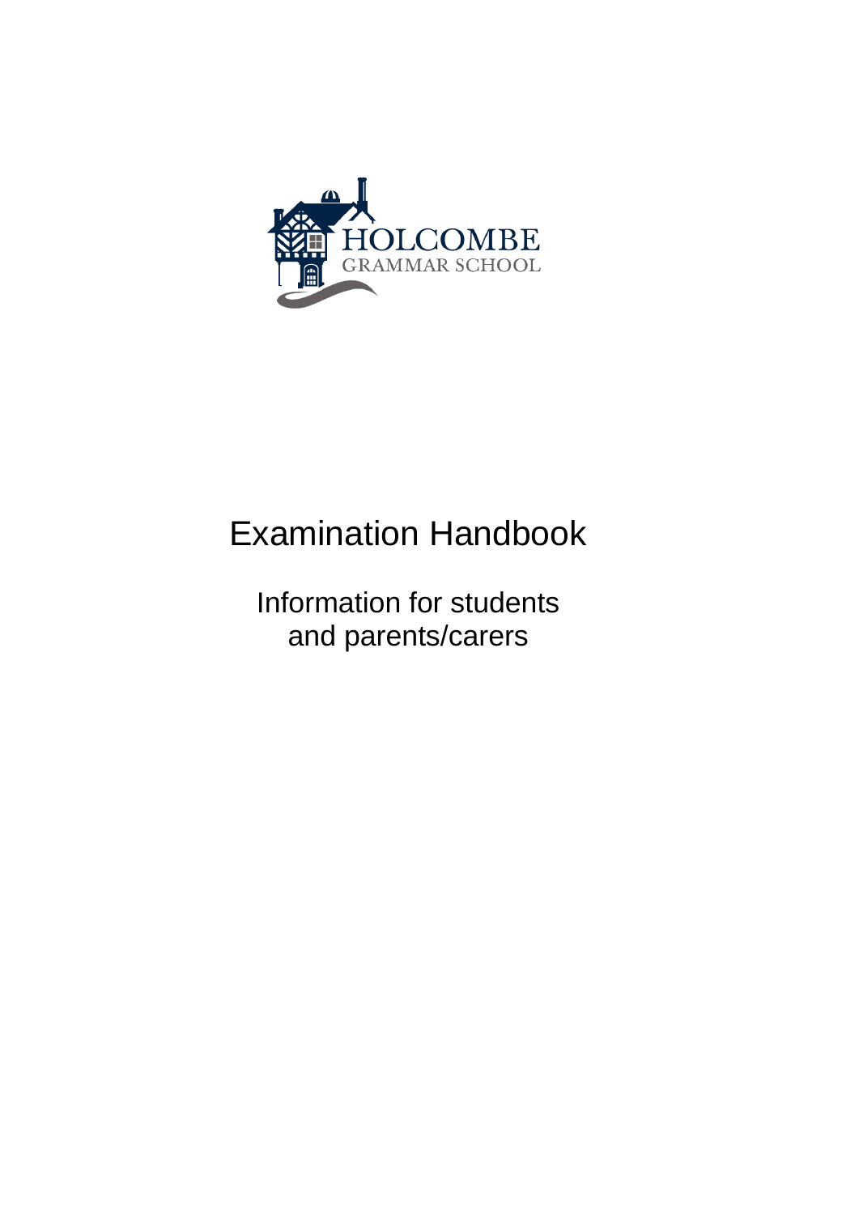HOLCOMBE
GRAMMAR SCHOOL

# Examination Handbook

Information for students
and parents/carers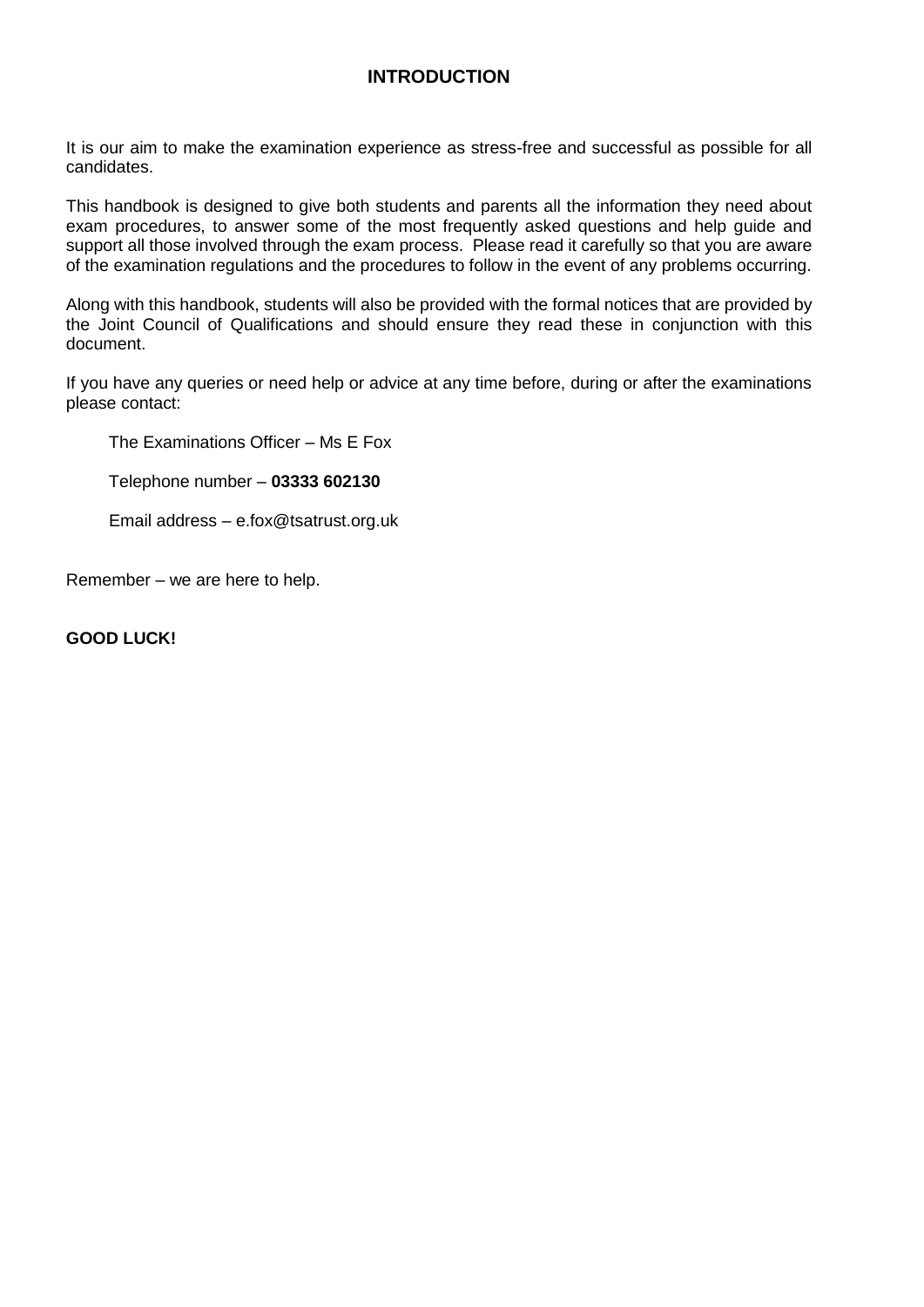# INTRODUCTION

It is our aim to make the examination experience as stress-free and successful as possible for all candidates.

This handbook is designed to give both students and parents all the information they need about exam procedures, to answer some of the most frequently asked questions and help guide and support all those involved through the exam process. Please read it carefully so that you are aware of the examination regulations and the procedures to follow in the event of any problems occurring.

Along with this handbook, students will also be provided with the formal notices that are provided by the Joint Council of Qualifications and should ensure they read these in conjunction with this document.

If you have any queries or need help or advice at any time before, during or after the examinations please contact:

The Examinations Officer – Ms E Fox

Telephone number – **03333 602130**

Email address – e.fox@tsatrust.org.uk

Remember – we are here to help.

**GOOD LUCK!**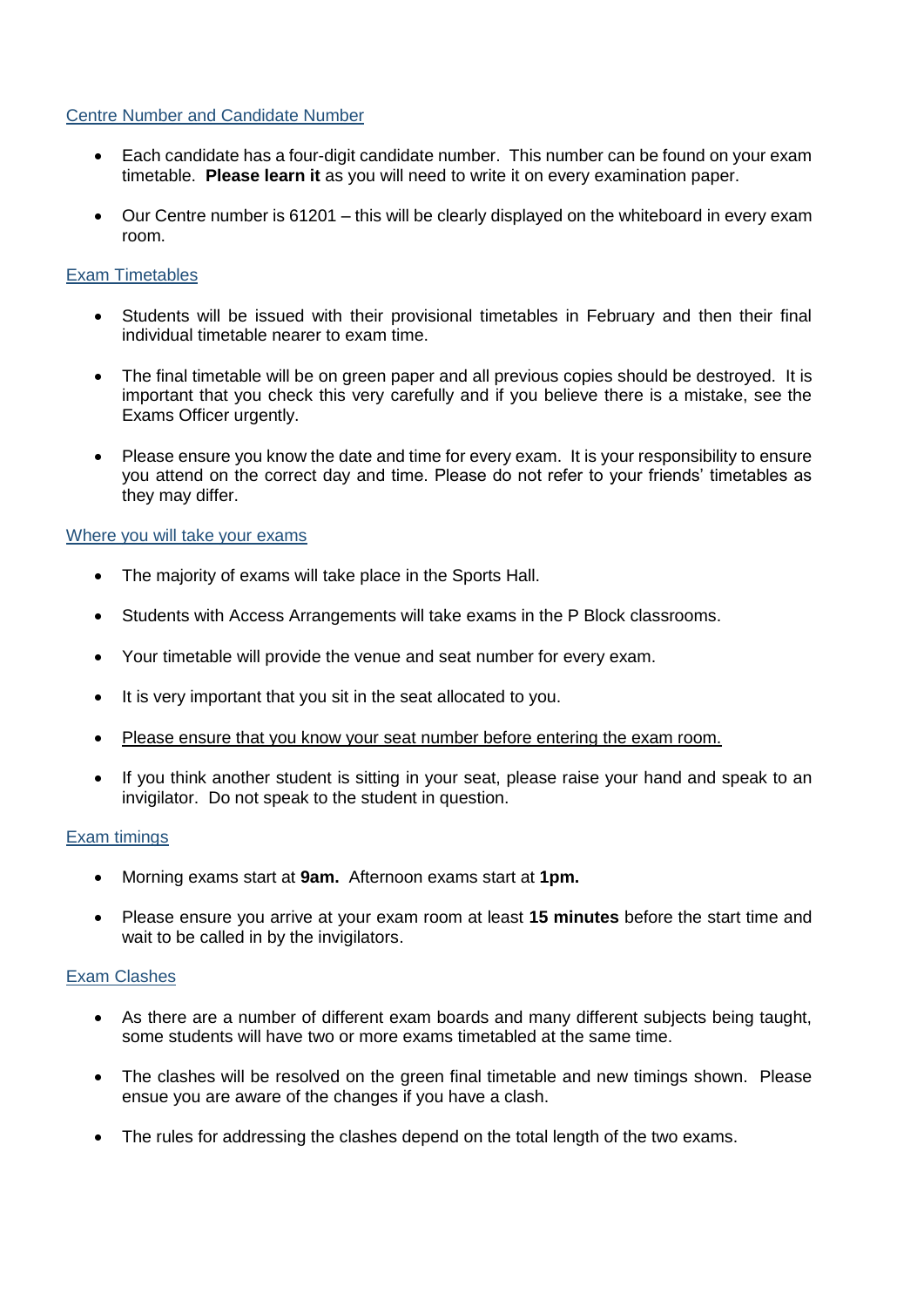## Centre Number and Candidate Number

- Each candidate has a four-digit candidate number. This number can be found on your exam timetable. **Please learn it** as you will need to write it on every examination paper.
- Our Centre number is 61201 – this will be clearly displayed on the whiteboard in every exam room.

## Exam Timetables

- Students will be issued with their provisional timetables in February and then their final individual timetable nearer to exam time.
- The final timetable will be on green paper and all previous copies should be destroyed. It is important that you check this very carefully and if you believe there is a mistake, see the Exams Officer urgently.
- Please ensure you know the date and time for every exam. It is your responsibility to ensure you attend on the correct day and time. Please do not refer to your friends' timetables as they may differ.

## Where you will take your exams

- The majority of exams will take place in the Sports Hall.
- Students with Access Arrangements will take exams in the P Block classrooms.
- Your timetable will provide the venue and seat number for every exam.
- It is very important that you sit in the seat allocated to you.
- Please ensure that you know your seat number before entering the exam room.
- If you think another student is sitting in your seat, please raise your hand and speak to an invigilator. Do not speak to the student in question.

## Exam timings

- Morning exams start at **9am.** Afternoon exams start at **1pm.**
- Please ensure you arrive at your exam room at least **15 minutes** before the start time and wait to be called in by the invigilators.

## Exam Clashes

- As there are a number of different exam boards and many different subjects being taught, some students will have two or more exams timetabled at the same time.
- The clashes will be resolved on the green final timetable and new timings shown. Please ensue you are aware of the changes if you have a clash.
- The rules for addressing the clashes depend on the total length of the two exams.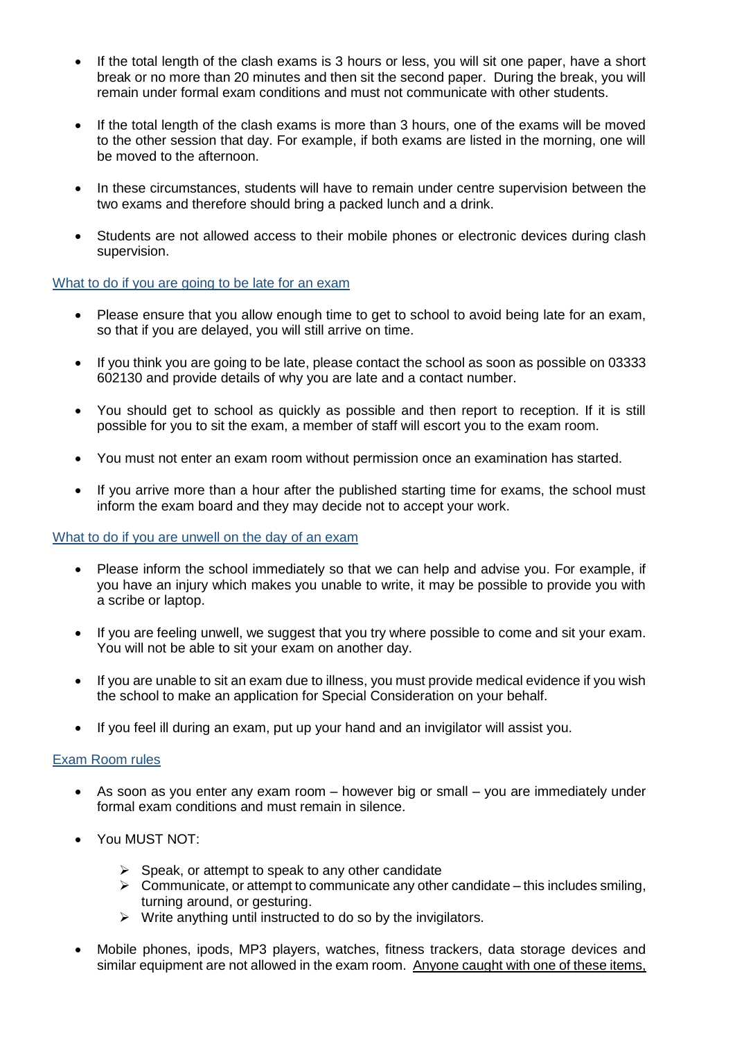- If the total length of the clash exams is 3 hours or less, you will sit one paper, have a short break or no more than 20 minutes and then sit the second paper. During the break, you will remain under formal exam conditions and must not communicate with other students.

- If the total length of the clash exams is more than 3 hours, one of the exams will be moved to the other session that day. For example, if both exams are listed in the morning, one will be moved to the afternoon.

- In these circumstances, students will have to remain under centre supervision between the two exams and therefore should bring a packed lunch and a drink.

- Students are not allowed access to their mobile phones or electronic devices during clash supervision.

## What to do if you are going to be late for an exam

- Please ensure that you allow enough time to get to school to avoid being late for an exam, so that if you are delayed, you will still arrive on time.

- If you think you are going to be late, please contact the school as soon as possible on 03333 602130 and provide details of why you are late and a contact number.

- You should get to school as quickly as possible and then report to reception. If it is still possible for you to sit the exam, a member of staff will escort you to the exam room.

- You must not enter an exam room without permission once an examination has started.

- If you arrive more than a hour after the published starting time for exams, the school must inform the exam board and they may decide not to accept your work.

## What to do if you are unwell on the day of an exam

- Please inform the school immediately so that we can help and advise you. For example, if you have an injury which makes you unable to write, it may be possible to provide you with a scribe or laptop.

- If you are feeling unwell, we suggest that you try where possible to come and sit your exam. You will not be able to sit your exam on another day.

- If you are unable to sit an exam due to illness, you must provide medical evidence if you wish the school to make an application for Special Consideration on your behalf.

- If you feel ill during an exam, put up your hand and an invigilator will assist you.

## Exam Room rules

- As soon as you enter any exam room – however big or small – you are immediately under formal exam conditions and must remain in silence.

- You MUST NOT:

  - Speak, or attempt to speak to any other candidate
  - Communicate, or attempt to communicate any other candidate – this includes smiling, turning around, or gesturing.
  - Write anything until instructed to do so by the invigilators.

- Mobile phones, ipods, MP3 players, watches, fitness trackers, data storage devices and similar equipment are not allowed in the exam room. <u>Anyone caught with one of these items,</u>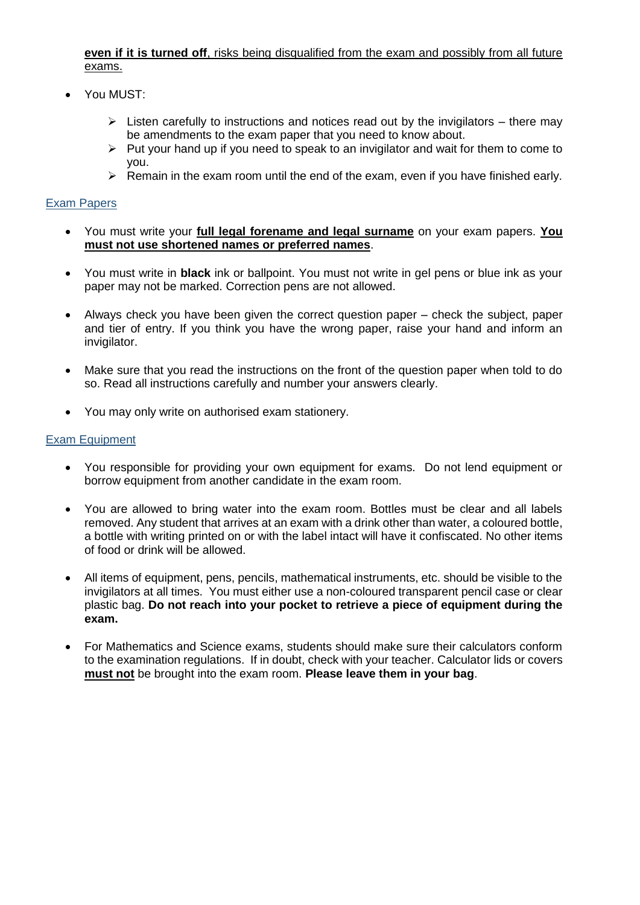**even if it is turned off**, risks being disqualified from the exam and possibly from all future exams.

- You MUST:
  - Listen carefully to instructions and notices read out by the invigilators – there may be amendments to the exam paper that you need to know about.
  - Put your hand up if you need to speak to an invigilator and wait for them to come to you.
  - Remain in the exam room until the end of the exam, even if you have finished early.

## Exam Papers

- You must write your **full legal forename and legal surname** on your exam papers. **You must not use shortened names or preferred names**.

- You must write in **black** ink or ballpoint. You must not write in gel pens or blue ink as your paper may not be marked. Correction pens are not allowed.

- Always check you have been given the correct question paper – check the subject, paper and tier of entry. If you think you have the wrong paper, raise your hand and inform an invigilator.

- Make sure that you read the instructions on the front of the question paper when told to do so. Read all instructions carefully and number your answers clearly.

- You may only write on authorised exam stationery.

## Exam Equipment

- You responsible for providing your own equipment for exams. Do not lend equipment or borrow equipment from another candidate in the exam room.

- You are allowed to bring water into the exam room. Bottles must be clear and all labels removed. Any student that arrives at an exam with a drink other than water, a coloured bottle, a bottle with writing printed on or with the label intact will have it confiscated. No other items of food or drink will be allowed.

- All items of equipment, pens, pencils, mathematical instruments, etc. should be visible to the invigilators at all times. You must either use a non-coloured transparent pencil case or clear plastic bag. **Do not reach into your pocket to retrieve a piece of equipment during the exam.**

- For Mathematics and Science exams, students should make sure their calculators conform to the examination regulations. If in doubt, check with your teacher. Calculator lids or covers **must not** be brought into the exam room. **Please leave them in your bag**.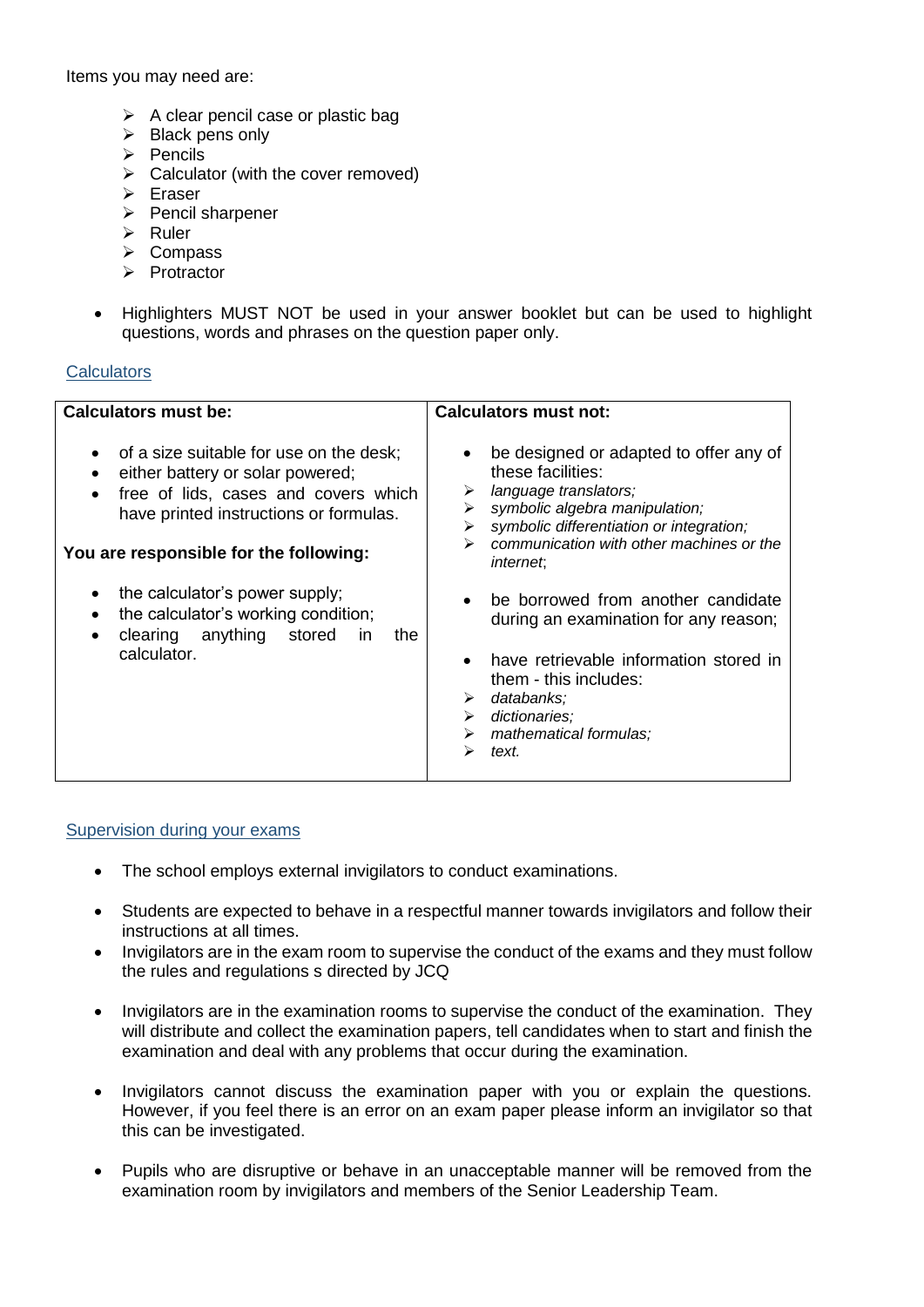Items you may need are:

- A clear pencil case or plastic bag
- Black pens only
- Pencils
- Calculator (with the cover removed)
- Eraser
- Pencil sharpener
- Ruler
- Compass
- Protractor

- Highlighters MUST NOT be used in your answer booklet but can be used to highlight questions, words and phrases on the question paper only.

## Calculators

| Calculators must be: | Calculators must not: |
|---|---|
| • of a size suitable for use on the desk;<br>• either battery or solar powered;<br>• free of lids, cases and covers which have printed instructions or formulas.<br><br>**You are responsible for the following:**<br><br>• the calculator's power supply;<br>• the calculator's working condition;<br>• clearing anything stored in the calculator. | • be designed or adapted to offer any of these facilities:<br>➢ *language translators;*<br>➢ *symbolic algebra manipulation;*<br>➢ *symbolic differentiation or integration;*<br>➢ *communication with other machines or the internet*;<br><br>• be borrowed from another candidate during an examination for any reason;<br><br>• have retrievable information stored in them - this includes:<br>➢ *databanks;*<br>➢ *dictionaries;*<br>➢ *mathematical formulas;*<br>➢ *text.* |

## Supervision during your exams

- The school employs external invigilators to conduct examinations.
- Students are expected to behave in a respectful manner towards invigilators and follow their instructions at all times.
- Invigilators are in the exam room to supervise the conduct of the exams and they must follow the rules and regulations s directed by JCQ
- Invigilators are in the examination rooms to supervise the conduct of the examination. They will distribute and collect the examination papers, tell candidates when to start and finish the examination and deal with any problems that occur during the examination.
- Invigilators cannot discuss the examination paper with you or explain the questions. However, if you feel there is an error on an exam paper please inform an invigilator so that this can be investigated.
- Pupils who are disruptive or behave in an unacceptable manner will be removed from the examination room by invigilators and members of the Senior Leadership Team.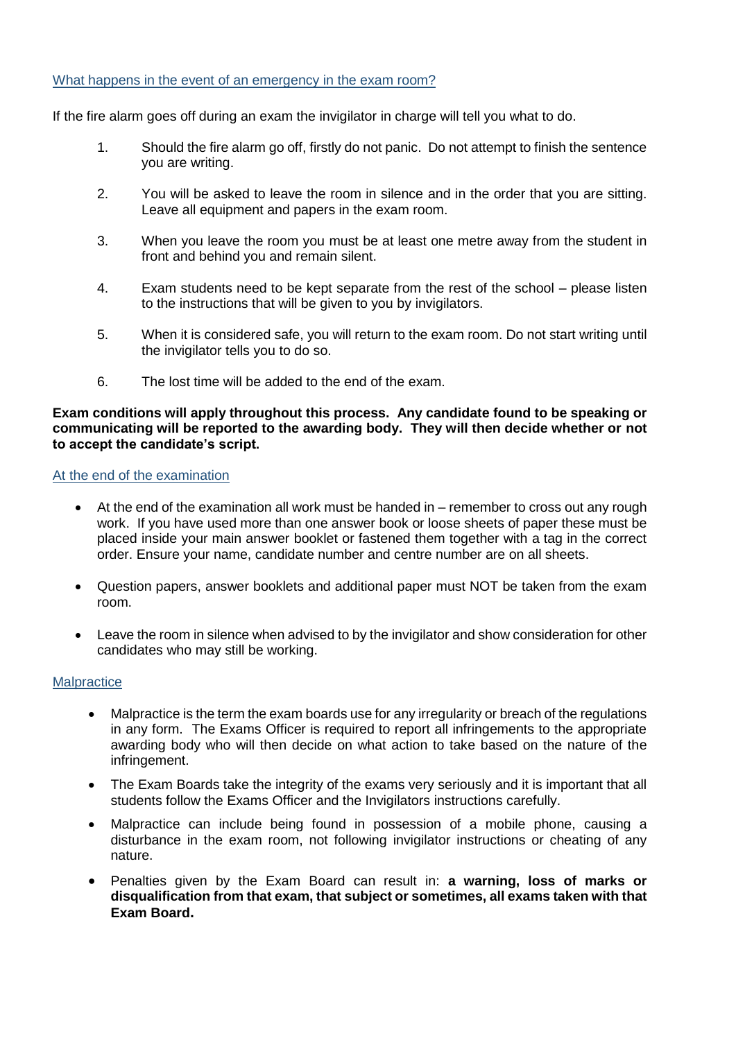## What happens in the event of an emergency in the exam room?

If the fire alarm goes off during an exam the invigilator in charge will tell you what to do.

1. Should the fire alarm go off, firstly do not panic. Do not attempt to finish the sentence you are writing.
2. You will be asked to leave the room in silence and in the order that you are sitting. Leave all equipment and papers in the exam room.
3. When you leave the room you must be at least one metre away from the student in front and behind you and remain silent.
4. Exam students need to be kept separate from the rest of the school – please listen to the instructions that will be given to you by invigilators.
5. When it is considered safe, you will return to the exam room. Do not start writing until the invigilator tells you to do so.
6. The lost time will be added to the end of the exam.

**Exam conditions will apply throughout this process. Any candidate found to be speaking or communicating will be reported to the awarding body. They will then decide whether or not to accept the candidate's script.**

## At the end of the examination

- At the end of the examination all work must be handed in – remember to cross out any rough work. If you have used more than one answer book or loose sheets of paper these must be placed inside your main answer booklet or fastened them together with a tag in the correct order. Ensure your name, candidate number and centre number are on all sheets.
- Question papers, answer booklets and additional paper must NOT be taken from the exam room.
- Leave the room in silence when advised to by the invigilator and show consideration for other candidates who may still be working.

## Malpractice

- Malpractice is the term the exam boards use for any irregularity or breach of the regulations in any form. The Exams Officer is required to report all infringements to the appropriate awarding body who will then decide on what action to take based on the nature of the infringement.
- The Exam Boards take the integrity of the exams very seriously and it is important that all students follow the Exams Officer and the Invigilators instructions carefully.
- Malpractice can include being found in possession of a mobile phone, causing a disturbance in the exam room, not following invigilator instructions or cheating of any nature.
- Penalties given by the Exam Board can result in: **a warning, loss of marks or disqualification from that exam, that subject or sometimes, all exams taken with that Exam Board.**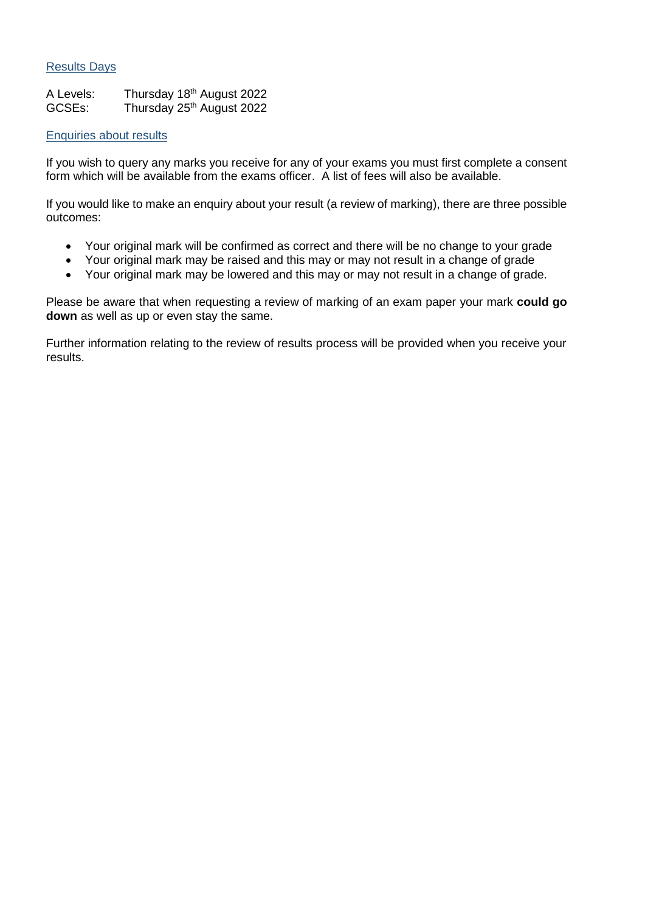## Results Days

| | |
|---|---|
| A Levels: | Thursday 18th August 2022 |
| GCSEs: | Thursday 25th August 2022 |

## Enquiries about results

If you wish to query any marks you receive for any of your exams you must first complete a consent form which will be available from the exams officer. A list of fees will also be available.

If you would like to make an enquiry about your result (a review of marking), there are three possible outcomes:

- Your original mark will be confirmed as correct and there will be no change to your grade
- Your original mark may be raised and this may or may not result in a change of grade
- Your original mark may be lowered and this may or may not result in a change of grade.

Please be aware that when requesting a review of marking of an exam paper your mark **could go down** as well as up or even stay the same.

Further information relating to the review of results process will be provided when you receive your results.